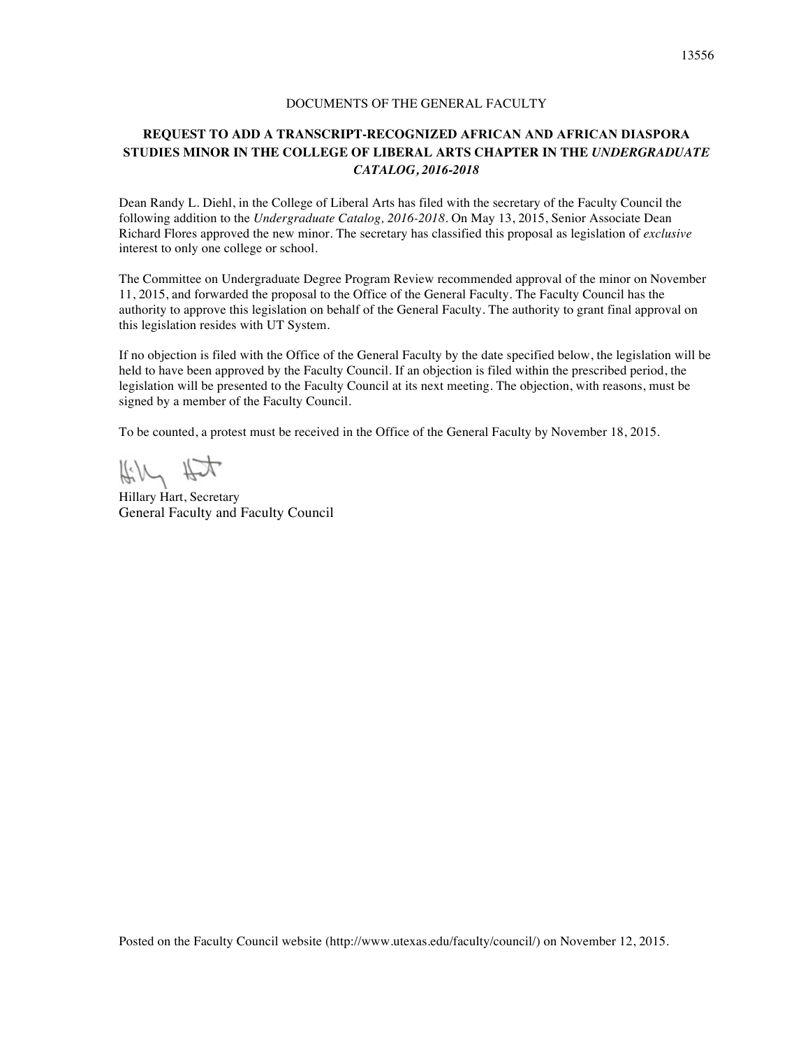DOCUMENTS OF THE GENERAL FACULTY

## REQUEST TO ADD A TRANSCRIPT-RECOGNIZED AFRICAN AND AFRICAN DIASPORA STUDIES MINOR IN THE COLLEGE OF LIBERAL ARTS CHAPTER IN THE *UNDERGRADUATE CATALOG, 2016-2018*

Dean Randy L. Diehl, in the College of Liberal Arts has filed with the secretary of the Faculty Council the following addition to the *Undergraduate Catalog, 2016-2018*. On May 13, 2015, Senior Associate Dean Richard Flores approved the new minor. The secretary has classified this proposal as legislation of *exclusive* interest to only one college or school.

The Committee on Undergraduate Degree Program Review recommended approval of the minor on November 11, 2015, and forwarded the proposal to the Office of the General Faculty. The Faculty Council has the authority to approve this legislation on behalf of the General Faculty. The authority to grant final approval on this legislation resides with UT System.

If no objection is filed with the Office of the General Faculty by the date specified below, the legislation will be held to have been approved by the Faculty Council. If an objection is filed within the prescribed period, the legislation will be presented to the Faculty Council at its next meeting. The objection, with reasons, must be signed by a member of the Faculty Council.

To be counted, a protest must be received in the Office of the General Faculty by November 18, 2015.

Hillary Hart, Secretary
General Faculty and Faculty Council

Posted on the Faculty Council website (http://www.utexas.edu/faculty/council/) on November 12, 2015.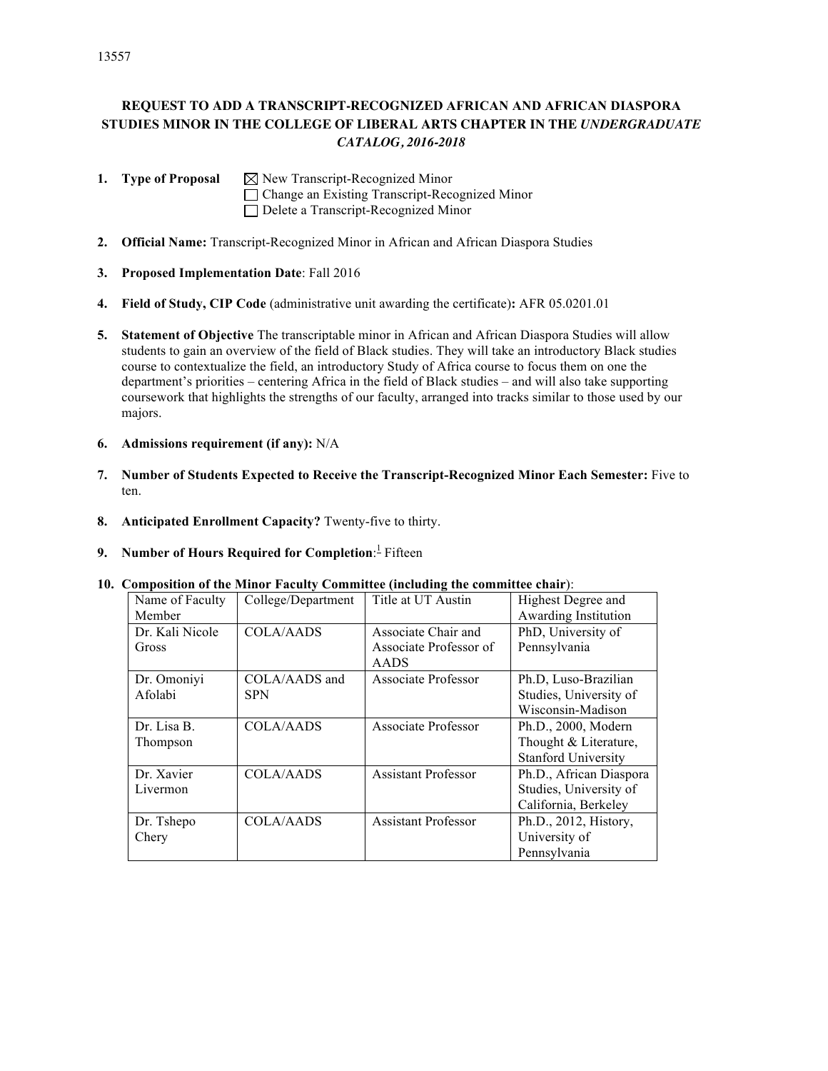13557

# REQUEST TO ADD A TRANSCRIPT-RECOGNIZED AFRICAN AND AFRICAN DIASPORA STUDIES MINOR IN THE COLLEGE OF LIBERAL ARTS CHAPTER IN THE *UNDERGRADUATE CATALOG, 2016-2018*

1. **Type of Proposal**
   - ☒ New Transcript-Recognized Minor
   - ☐ Change an Existing Transcript-Recognized Minor
   - ☐ Delete a Transcript-Recognized Minor

2. **Official Name:** Transcript-Recognized Minor in African and African Diaspora Studies

3. **Proposed Implementation Date**: Fall 2016

4. **Field of Study, CIP Code** (administrative unit awarding the certificate)**:** AFR 05.0201.01

5. **Statement of Objective** The transcriptable minor in African and African Diaspora Studies will allow students to gain an overview of the field of Black studies. They will take an introductory Black studies course to contextualize the field, an introductory Study of Africa course to focus them on one the department's priorities – centering Africa in the field of Black studies – and will also take supporting coursework that highlights the strengths of our faculty, arranged into tracks similar to those used by our majors.

6. **Admissions requirement (if any):** N/A

7. **Number of Students Expected to Receive the Transcript-Recognized Minor Each Semester:** Five to ten.

8. **Anticipated Enrollment Capacity?** Twenty-five to thirty.

9. **Number of Hours Required for Completion**:[1] Fifteen

10. **Composition of the Minor Faculty Committee (including the committee chair)**:

| Name of Faculty Member | College/Department | Title at UT Austin | Highest Degree and Awarding Institution |
|---|---|---|---|
| Dr. Kali Nicole Gross | COLA/AADS | Associate Chair and Associate Professor of AADS | PhD, University of Pennsylvania |
| Dr. Omoniyi Afolabi | COLA/AADS and SPN | Associate Professor | Ph.D, Luso-Brazilian Studies, University of Wisconsin-Madison |
| Dr. Lisa B. Thompson | COLA/AADS | Associate Professor | Ph.D., 2000, Modern Thought & Literature, Stanford University |
| Dr. Xavier Livermon | COLA/AADS | Assistant Professor | Ph.D., African Diaspora Studies, University of California, Berkeley |
| Dr. Tshepo Chery | COLA/AADS | Assistant Professor | Ph.D., 2012, History, University of Pennsylvania |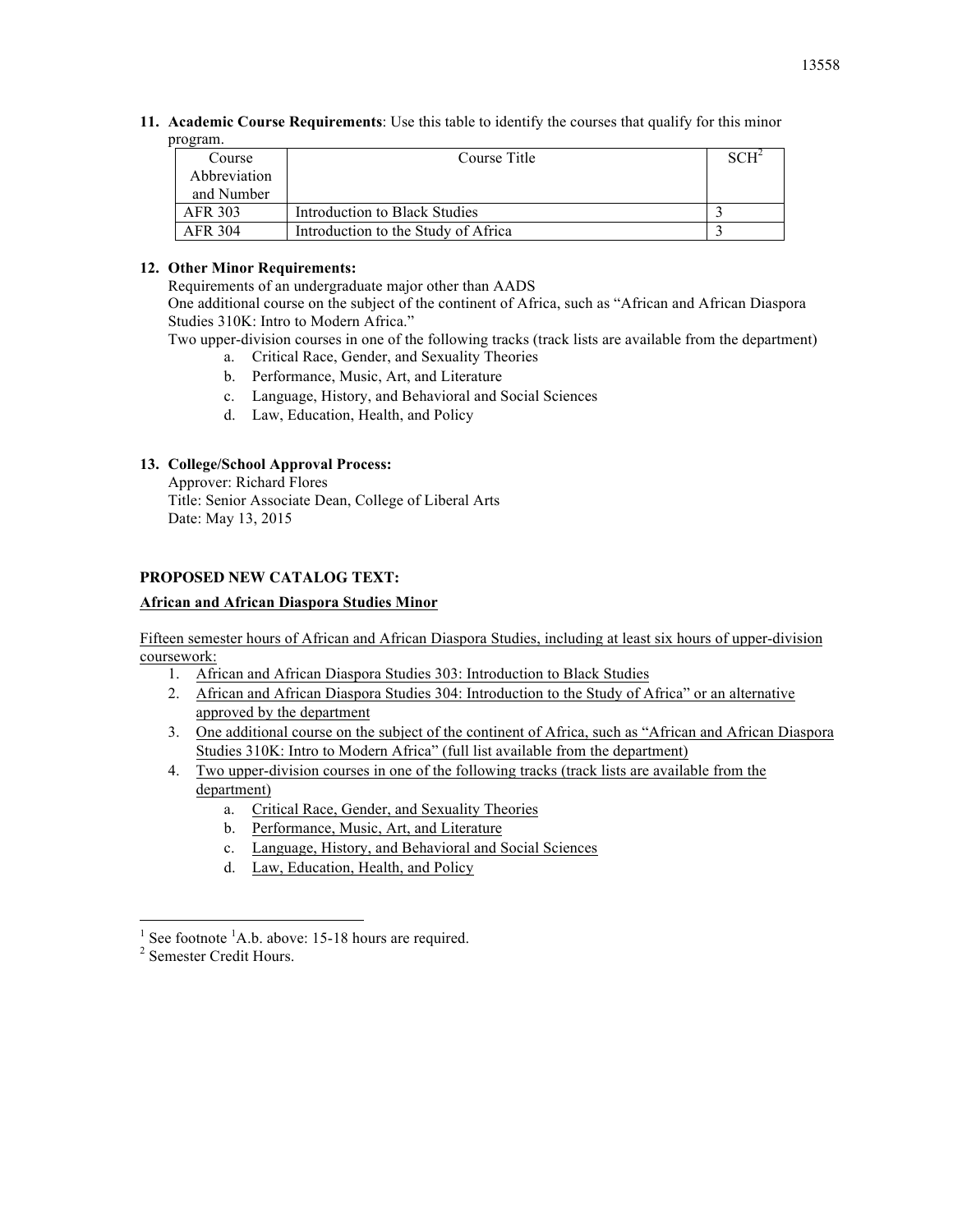11. **Academic Course Requirements**: Use this table to identify the courses that qualify for this minor program.

| Course Abbreviation and Number | Course Title | SCH[2] |
|---|---|---|
| AFR 303 | Introduction to Black Studies | 3 |
| AFR 304 | Introduction to the Study of Africa | 3 |

12. **Other Minor Requirements:**

Requirements of an undergraduate major other than AADS

One additional course on the subject of the continent of Africa, such as "African and African Diaspora Studies 310K: Intro to Modern Africa."

Two upper-division courses in one of the following tracks (track lists are available from the department)

   a. Critical Race, Gender, and Sexuality Theories
   b. Performance, Music, Art, and Literature
   c. Language, History, and Behavioral and Social Sciences
   d. Law, Education, Health, and Policy

13. **College/School Approval Process:**

Approver: Richard Flores

Title: Senior Associate Dean, College of Liberal Arts

Date: May 13, 2015

**PROPOSED NEW CATALOG TEXT:**

**African and African Diaspora Studies Minor**

Fifteen semester hours of African and African Diaspora Studies, including at least six hours of upper-division coursework:

1. African and African Diaspora Studies 303: Introduction to Black Studies
2. African and African Diaspora Studies 304: Introduction to the Study of Africa" or an alternative approved by the department
3. One additional course on the subject of the continent of Africa, such as "African and African Diaspora Studies 310K: Intro to Modern Africa" (full list available from the department)
4. Two upper-division courses in one of the following tracks (track lists are available from the department)
   a. Critical Race, Gender, and Sexuality Theories
   b. Performance, Music, Art, and Literature
   c. Language, History, and Behavioral and Social Sciences
   d. Law, Education, Health, and Policy

---

[1] See footnote [1]A.b. above: 15-18 hours are required.

[2] Semester Credit Hours.